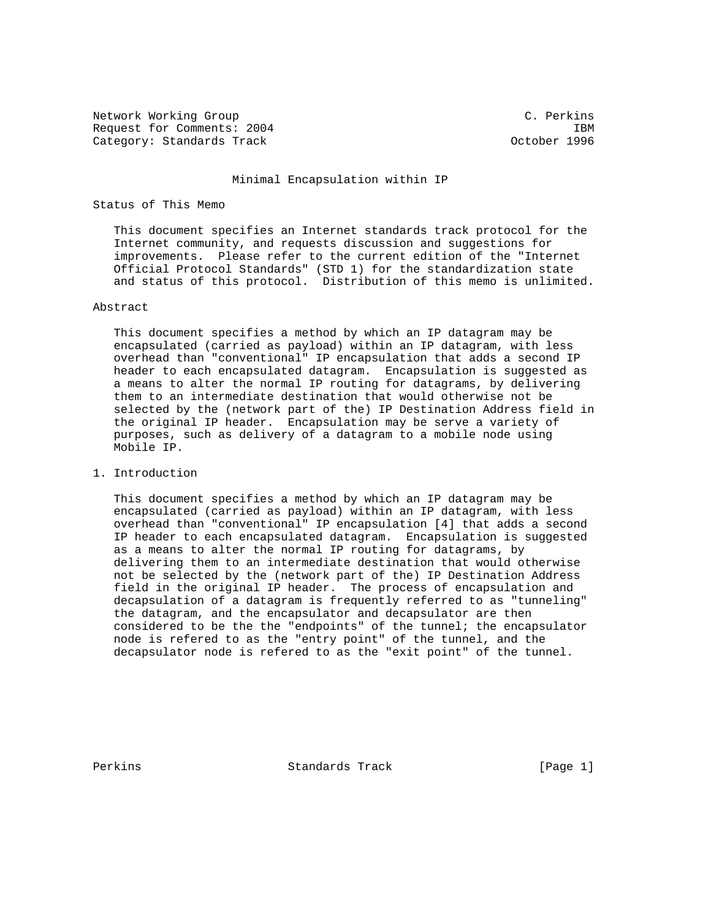Network Working Group C. Perkins
Request for Comments: 2004 IBM
Category: Standards Track October 1996

# Minimal Encapsulation within IP

## Status of This Memo

This document specifies an Internet standards track protocol for the Internet community, and requests discussion and suggestions for improvements. Please refer to the current edition of the "Internet Official Protocol Standards" (STD 1) for the standardization state and status of this protocol. Distribution of this memo is unlimited.

## Abstract

This document specifies a method by which an IP datagram may be encapsulated (carried as payload) within an IP datagram, with less overhead than "conventional" IP encapsulation that adds a second IP header to each encapsulated datagram. Encapsulation is suggested as a means to alter the normal IP routing for datagrams, by delivering them to an intermediate destination that would otherwise not be selected by the (network part of the) IP Destination Address field in the original IP header. Encapsulation may be serve a variety of purposes, such as delivery of a datagram to a mobile node using Mobile IP.

## 1. Introduction

This document specifies a method by which an IP datagram may be encapsulated (carried as payload) within an IP datagram, with less overhead than "conventional" IP encapsulation [4] that adds a second IP header to each encapsulated datagram. Encapsulation is suggested as a means to alter the normal IP routing for datagrams, by delivering them to an intermediate destination that would otherwise not be selected by the (network part of the) IP Destination Address field in the original IP header. The process of encapsulation and decapsulation of a datagram is frequently referred to as "tunneling" the datagram, and the encapsulator and decapsulator are then considered to be the the "endpoints" of the tunnel; the encapsulator node is refered to as the "entry point" of the tunnel, and the decapsulator node is refered to as the "exit point" of the tunnel.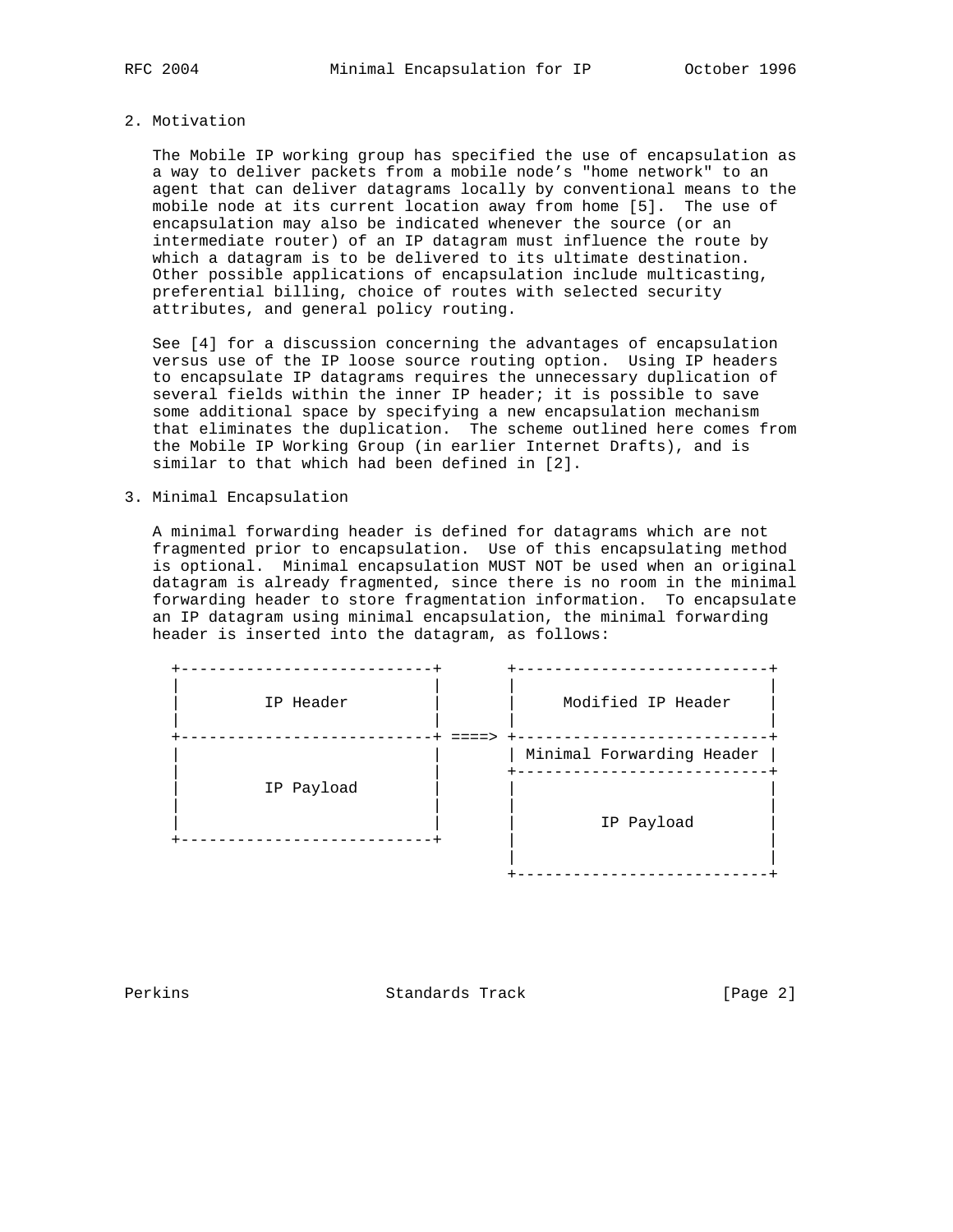## 2. Motivation

The Mobile IP working group has specified the use of encapsulation as a way to deliver packets from a mobile node's "home network" to an agent that can deliver datagrams locally by conventional means to the mobile node at its current location away from home [5]. The use of encapsulation may also be indicated whenever the source (or an intermediate router) of an IP datagram must influence the route by which a datagram is to be delivered to its ultimate destination. Other possible applications of encapsulation include multicasting, preferential billing, choice of routes with selected security attributes, and general policy routing.

See [4] for a discussion concerning the advantages of encapsulation versus use of the IP loose source routing option. Using IP headers to encapsulate IP datagrams requires the unnecessary duplication of several fields within the inner IP header; it is possible to save some additional space by specifying a new encapsulation mechanism that eliminates the duplication. The scheme outlined here comes from the Mobile IP Working Group (in earlier Internet Drafts), and is similar to that which had been defined in [2].

## 3. Minimal Encapsulation

A minimal forwarding header is defined for datagrams which are not fragmented prior to encapsulation. Use of this encapsulating method is optional. Minimal encapsulation MUST NOT be used when an original datagram is already fragmented, since there is no room in the minimal forwarding header to store fragmentation information. To encapsulate an IP datagram using minimal encapsulation, the minimal forwarding header is inserted into the datagram, as follows:

```
+---------------------------+       +---------------------------+
|                           |       |                           |
|         IP Header         |       |     Modified IP Header    |
|                           |       |                           |
+---------------------------+ ====> +---------------------------+
|                           |       | Minimal Forwarding Header |
|                           |       +---------------------------+
|         IP Payload        |       |                           |
|                           |       |                           |
|                           |       |         IP Payload        |
+---------------------------+       |                           |
                                    |                           |
                                    +---------------------------+
```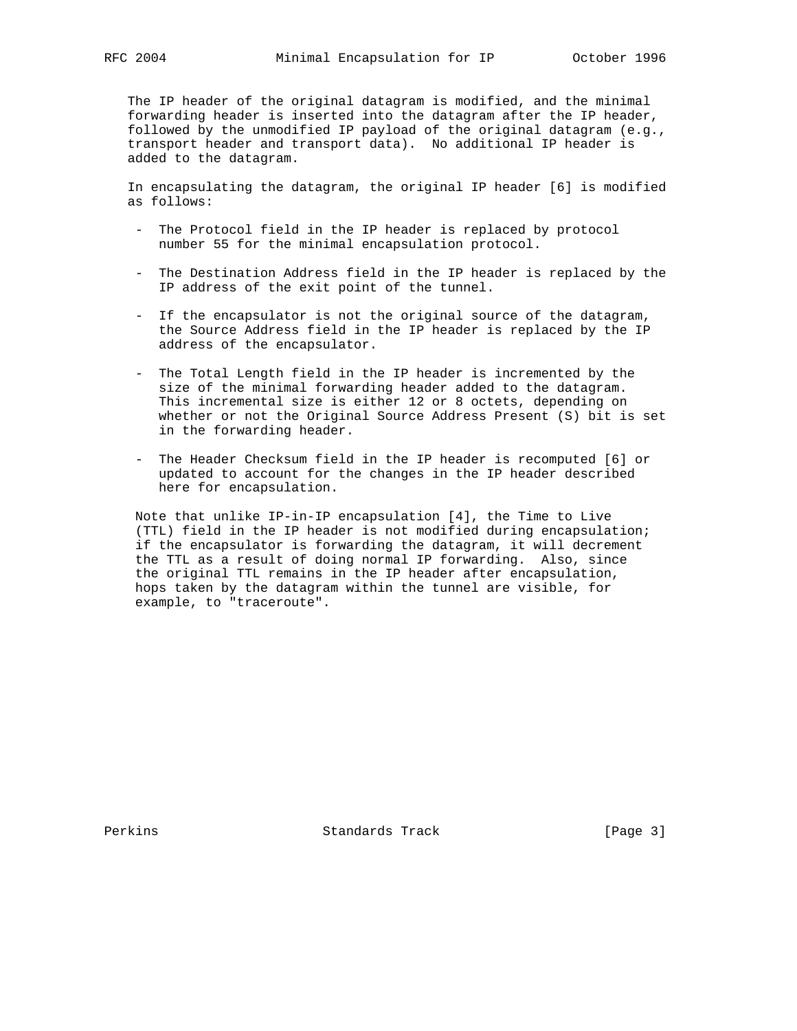The IP header of the original datagram is modified, and the minimal forwarding header is inserted into the datagram after the IP header, followed by the unmodified IP payload of the original datagram (e.g., transport header and transport data). No additional IP header is added to the datagram.

In encapsulating the datagram, the original IP header [6] is modified as follows:

- The Protocol field in the IP header is replaced by protocol number 55 for the minimal encapsulation protocol.

- The Destination Address field in the IP header is replaced by the IP address of the exit point of the tunnel.

- If the encapsulator is not the original source of the datagram, the Source Address field in the IP header is replaced by the IP address of the encapsulator.

- The Total Length field in the IP header is incremented by the size of the minimal forwarding header added to the datagram. This incremental size is either 12 or 8 octets, depending on whether or not the Original Source Address Present (S) bit is set in the forwarding header.

- The Header Checksum field in the IP header is recomputed [6] or updated to account for the changes in the IP header described here for encapsulation.

Note that unlike IP-in-IP encapsulation [4], the Time to Live (TTL) field in the IP header is not modified during encapsulation; if the encapsulator is forwarding the datagram, it will decrement the TTL as a result of doing normal IP forwarding. Also, since the original TTL remains in the IP header after encapsulation, hops taken by the datagram within the tunnel are visible, for example, to "traceroute".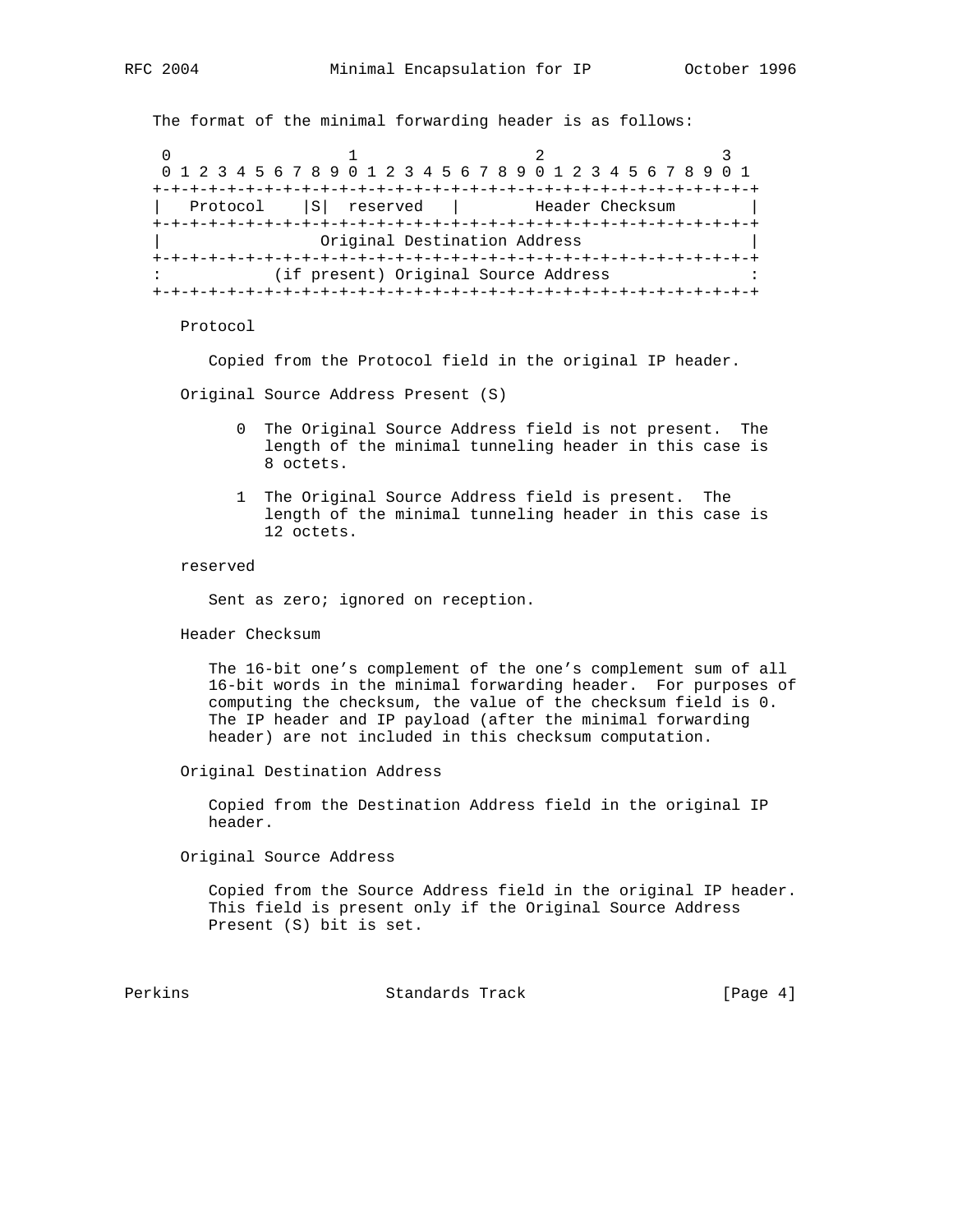The format of the minimal forwarding header is as follows:

```
 0                   1                   2                   3
 0 1 2 3 4 5 6 7 8 9 0 1 2 3 4 5 6 7 8 9 0 1 2 3 4 5 6 7 8 9 0 1
+-+-+-+-+-+-+-+-+-+-+-+-+-+-+-+-+-+-+-+-+-+-+-+-+-+-+-+-+-+-+-+-+
|   Protocol    |S|  reserved   |        Header Checksum        |
+-+-+-+-+-+-+-+-+-+-+-+-+-+-+-+-+-+-+-+-+-+-+-+-+-+-+-+-+-+-+-+-+
|                 Original Destination Address                  |
+-+-+-+-+-+-+-+-+-+-+-+-+-+-+-+-+-+-+-+-+-+-+-+-+-+-+-+-+-+-+-+-+
:            (if present) Original Source Address               :
+-+-+-+-+-+-+-+-+-+-+-+-+-+-+-+-+-+-+-+-+-+-+-+-+-+-+-+-+-+-+-+-+
```

Protocol

Copied from the Protocol field in the original IP header.

Original Source Address Present (S)

0 The Original Source Address field is not present. The length of the minimal tunneling header in this case is 8 octets.

1 The Original Source Address field is present. The length of the minimal tunneling header in this case is 12 octets.

reserved

Sent as zero; ignored on reception.

Header Checksum

The 16-bit one's complement of the one's complement sum of all 16-bit words in the minimal forwarding header. For purposes of computing the checksum, the value of the checksum field is 0. The IP header and IP payload (after the minimal forwarding header) are not included in this checksum computation.

Original Destination Address

Copied from the Destination Address field in the original IP header.

Original Source Address

Copied from the Source Address field in the original IP header. This field is present only if the Original Source Address Present (S) bit is set.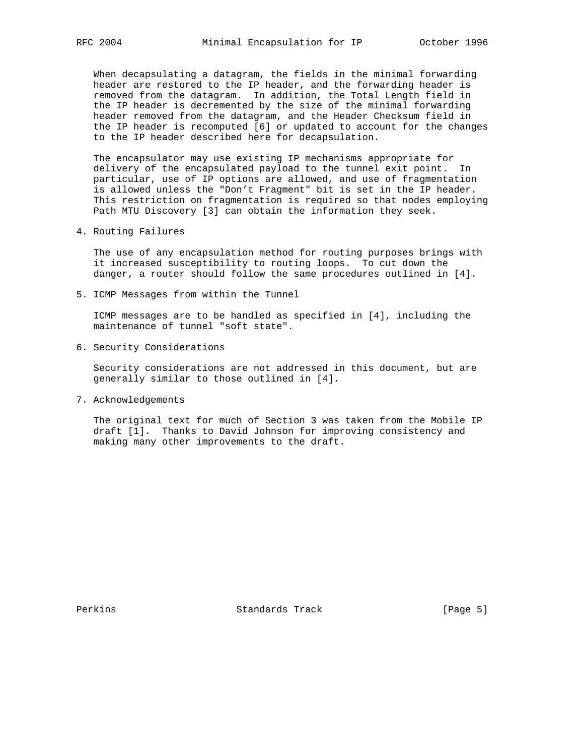When decapsulating a datagram, the fields in the minimal forwarding header are restored to the IP header, and the forwarding header is removed from the datagram. In addition, the Total Length field in the IP header is decremented by the size of the minimal forwarding header removed from the datagram, and the Header Checksum field in the IP header is recomputed [6] or updated to account for the changes to the IP header described here for decapsulation.

The encapsulator may use existing IP mechanisms appropriate for delivery of the encapsulated payload to the tunnel exit point. In particular, use of IP options are allowed, and use of fragmentation is allowed unless the "Don't Fragment" bit is set in the IP header. This restriction on fragmentation is required so that nodes employing Path MTU Discovery [3] can obtain the information they seek.

## 4. Routing Failures

The use of any encapsulation method for routing purposes brings with it increased susceptibility to routing loops. To cut down the danger, a router should follow the same procedures outlined in [4].

## 5. ICMP Messages from within the Tunnel

ICMP messages are to be handled as specified in [4], including the maintenance of tunnel "soft state".

## 6. Security Considerations

Security considerations are not addressed in this document, but are generally similar to those outlined in [4].

## 7. Acknowledgements

The original text for much of Section 3 was taken from the Mobile IP draft [1]. Thanks to David Johnson for improving consistency and making many other improvements to the draft.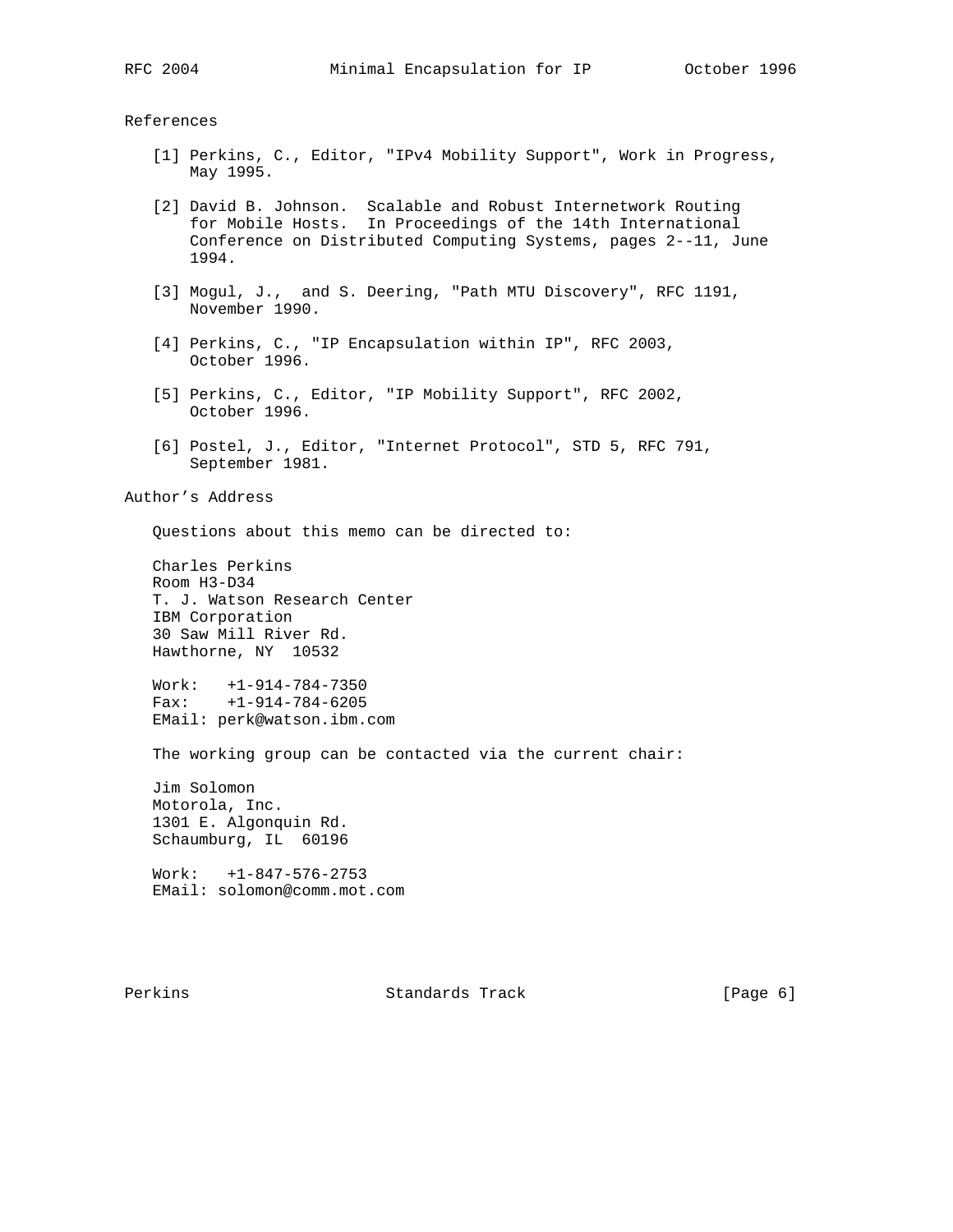## References

[1] Perkins, C., Editor, "IPv4 Mobility Support", Work in Progress, May 1995.

[2] David B. Johnson. Scalable and Robust Internetwork Routing for Mobile Hosts. In Proceedings of the 14th International Conference on Distributed Computing Systems, pages 2--11, June 1994.

[3] Mogul, J., and S. Deering, "Path MTU Discovery", RFC 1191, November 1990.

[4] Perkins, C., "IP Encapsulation within IP", RFC 2003, October 1996.

[5] Perkins, C., Editor, "IP Mobility Support", RFC 2002, October 1996.

[6] Postel, J., Editor, "Internet Protocol", STD 5, RFC 791, September 1981.

## Author's Address

Questions about this memo can be directed to:

Charles Perkins
Room H3-D34
T. J. Watson Research Center
IBM Corporation
30 Saw Mill River Rd.
Hawthorne, NY 10532

Work: +1-914-784-7350
Fax: +1-914-784-6205
EMail: perk@watson.ibm.com

The working group can be contacted via the current chair:

Jim Solomon
Motorola, Inc.
1301 E. Algonquin Rd.
Schaumburg, IL 60196

Work: +1-847-576-2753
EMail: solomon@comm.mot.com